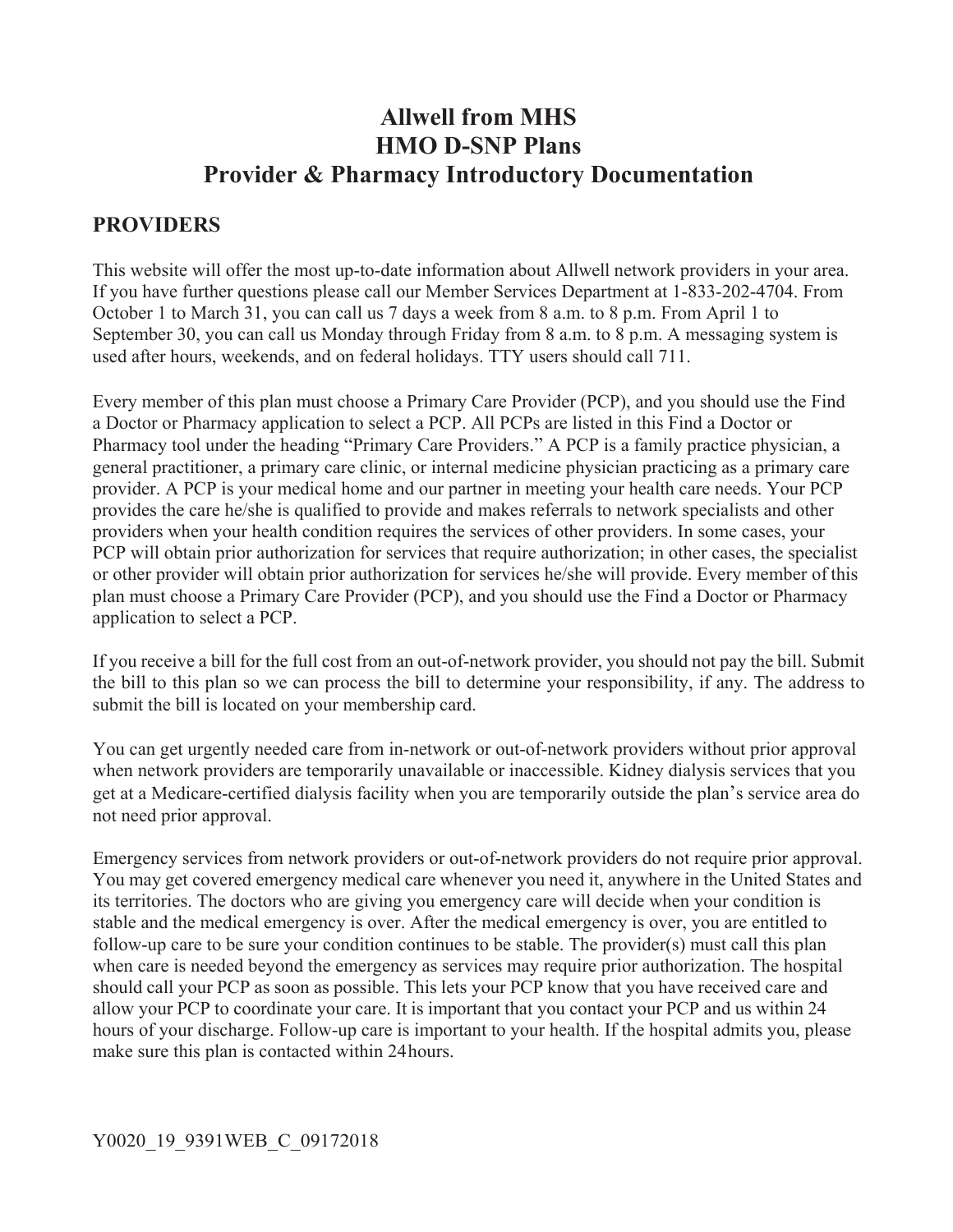# Allwell from MHS
# HMO D-SNP Plans
# Provider & Pharmacy Introductory Documentation

## PROVIDERS

This website will offer the most up-to-date information about Allwell network providers in your area. If you have further questions please call our Member Services Department at 1-833-202-4704. From October 1 to March 31, you can call us 7 days a week from 8 a.m. to 8 p.m. From April 1 to September 30, you can call us Monday through Friday from 8 a.m. to 8 p.m. A messaging system is used after hours, weekends, and on federal holidays. TTY users should call 711.

Every member of this plan must choose a Primary Care Provider (PCP), and you should use the Find a Doctor or Pharmacy application to select a PCP. All PCPs are listed in this Find a Doctor or Pharmacy tool under the heading "Primary Care Providers." A PCP is a family practice physician, a general practitioner, a primary care clinic, or internal medicine physician practicing as a primary care provider. A PCP is your medical home and our partner in meeting your health care needs. Your PCP provides the care he/she is qualified to provide and makes referrals to network specialists and other providers when your health condition requires the services of other providers. In some cases, your PCP will obtain prior authorization for services that require authorization; in other cases, the specialist or other provider will obtain prior authorization for services he/she will provide. Every member of this plan must choose a Primary Care Provider (PCP), and you should use the Find a Doctor or Pharmacy application to select a PCP.

If you receive a bill for the full cost from an out-of-network provider, you should not pay the bill. Submit the bill to this plan so we can process the bill to determine your responsibility, if any. The address to submit the bill is located on your membership card.

You can get urgently needed care from in-network or out-of-network providers without prior approval when network providers are temporarily unavailable or inaccessible. Kidney dialysis services that you get at a Medicare-certified dialysis facility when you are temporarily outside the plan's service area do not need prior approval.

Emergency services from network providers or out-of-network providers do not require prior approval. You may get covered emergency medical care whenever you need it, anywhere in the United States and its territories. The doctors who are giving you emergency care will decide when your condition is stable and the medical emergency is over. After the medical emergency is over, you are entitled to follow-up care to be sure your condition continues to be stable. The provider(s) must call this plan when care is needed beyond the emergency as services may require prior authorization. The hospital should call your PCP as soon as possible. This lets your PCP know that you have received care and allow your PCP to coordinate your care. It is important that you contact your PCP and us within 24 hours of your discharge. Follow-up care is important to your health. If the hospital admits you, please make sure this plan is contacted within 24 hours.

Y0020_19_9391WEB_C_09172018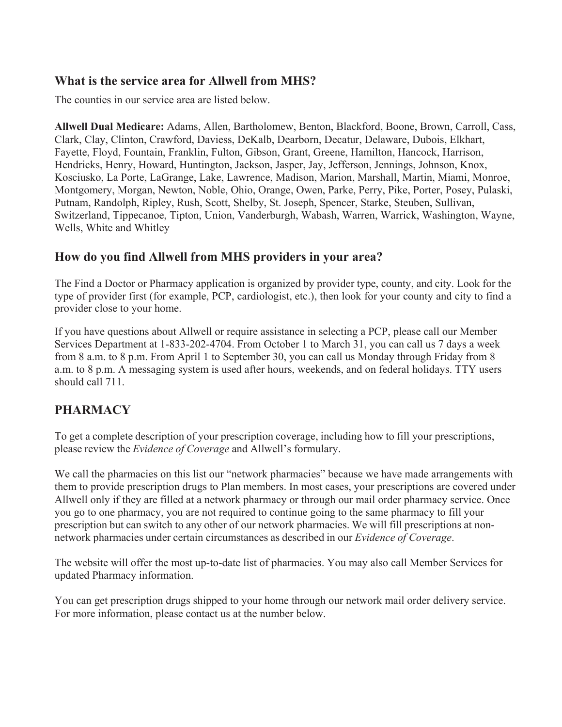## What is the service area for Allwell from MHS?

The counties in our service area are listed below.

**Allwell Dual Medicare:** Adams, Allen, Bartholomew, Benton, Blackford, Boone, Brown, Carroll, Cass, Clark, Clay, Clinton, Crawford, Daviess, DeKalb, Dearborn, Decatur, Delaware, Dubois, Elkhart, Fayette, Floyd, Fountain, Franklin, Fulton, Gibson, Grant, Greene, Hamilton, Hancock, Harrison, Hendricks, Henry, Howard, Huntington, Jackson, Jasper, Jay, Jefferson, Jennings, Johnson, Knox, Kosciusko, La Porte, LaGrange, Lake, Lawrence, Madison, Marion, Marshall, Martin, Miami, Monroe, Montgomery, Morgan, Newton, Noble, Ohio, Orange, Owen, Parke, Perry, Pike, Porter, Posey, Pulaski, Putnam, Randolph, Ripley, Rush, Scott, Shelby, St. Joseph, Spencer, Starke, Steuben, Sullivan, Switzerland, Tippecanoe, Tipton, Union, Vanderburgh, Wabash, Warren, Warrick, Washington, Wayne, Wells, White and Whitley

## How do you find Allwell from MHS providers in your area?

The Find a Doctor or Pharmacy application is organized by provider type, county, and city. Look for the type of provider first (for example, PCP, cardiologist, etc.), then look for your county and city to find a provider close to your home.

If you have questions about Allwell or require assistance in selecting a PCP, please call our Member Services Department at 1-833-202-4704. From October 1 to March 31, you can call us 7 days a week from 8 a.m. to 8 p.m. From April 1 to September 30, you can call us Monday through Friday from 8 a.m. to 8 p.m. A messaging system is used after hours, weekends, and on federal holidays. TTY users should call 711.

## PHARMACY

To get a complete description of your prescription coverage, including how to fill your prescriptions, please review the *Evidence of Coverage* and Allwell's formulary.

We call the pharmacies on this list our "network pharmacies" because we have made arrangements with them to provide prescription drugs to Plan members. In most cases, your prescriptions are covered under Allwell only if they are filled at a network pharmacy or through our mail order pharmacy service. Once you go to one pharmacy, you are not required to continue going to the same pharmacy to fill your prescription but can switch to any other of our network pharmacies. We will fill prescriptions at non-network pharmacies under certain circumstances as described in our *Evidence of Coverage*.

The website will offer the most up-to-date list of pharmacies. You may also call Member Services for updated Pharmacy information.

You can get prescription drugs shipped to your home through our network mail order delivery service. For more information, please contact us at the number below.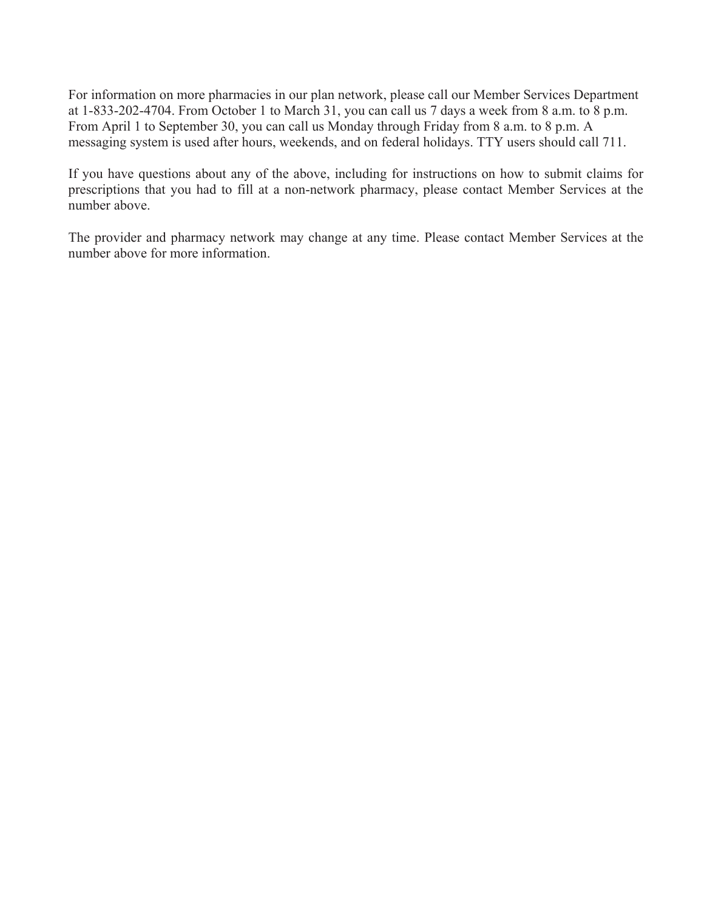For information on more pharmacies in our plan network, please call our Member Services Department at 1-833-202-4704. From October 1 to March 31, you can call us 7 days a week from 8 a.m. to 8 p.m. From April 1 to September 30, you can call us Monday through Friday from 8 a.m. to 8 p.m. A messaging system is used after hours, weekends, and on federal holidays. TTY users should call 711.

If you have questions about any of the above, including for instructions on how to submit claims for prescriptions that you had to fill at a non-network pharmacy, please contact Member Services at the number above.

The provider and pharmacy network may change at any time. Please contact Member Services at the number above for more information.